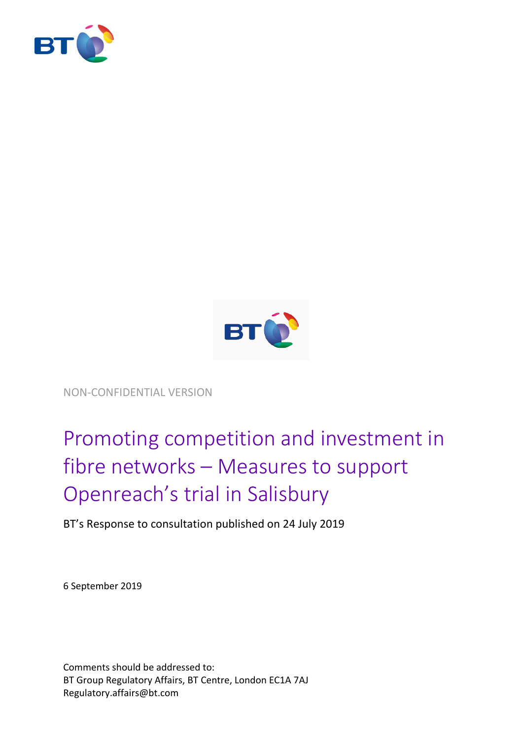NON-CONFIDENTIAL VERSION

# Promoting competition and investment in fibre networks – Measures to support Openreach's trial in Salisbury

BT's Response to consultation published on 24 July 2019

6 September 2019

Comments should be addressed to:
BT Group Regulatory Affairs, BT Centre, London EC1A 7AJ
Regulatory.affairs@bt.com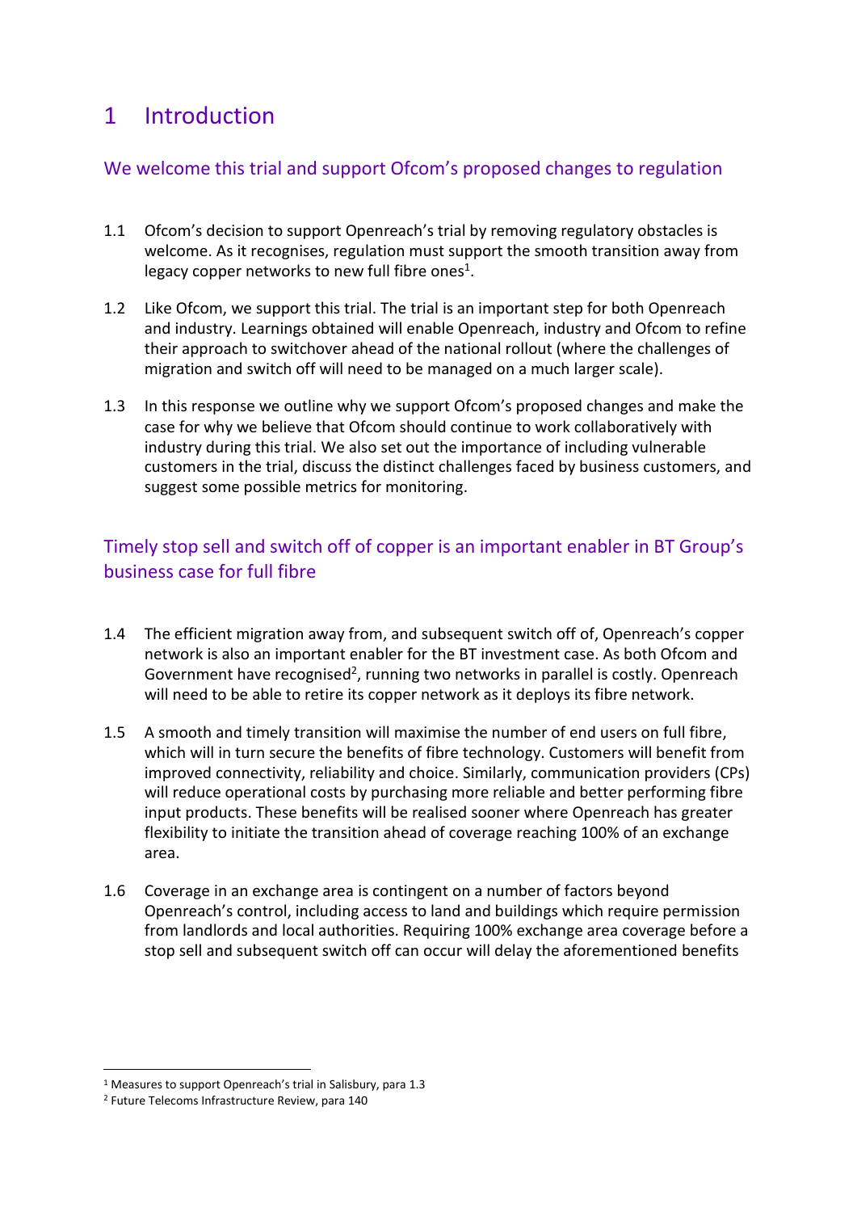# 1 Introduction

## We welcome this trial and support Ofcom's proposed changes to regulation

1.1 Ofcom's decision to support Openreach's trial by removing regulatory obstacles is welcome. As it recognises, regulation must support the smooth transition away from legacy copper networks to new full fibre ones[1].

1.2 Like Ofcom, we support this trial. The trial is an important step for both Openreach and industry. Learnings obtained will enable Openreach, industry and Ofcom to refine their approach to switchover ahead of the national rollout (where the challenges of migration and switch off will need to be managed on a much larger scale).

1.3 In this response we outline why we support Ofcom's proposed changes and make the case for why we believe that Ofcom should continue to work collaboratively with industry during this trial. We also set out the importance of including vulnerable customers in the trial, discuss the distinct challenges faced by business customers, and suggest some possible metrics for monitoring.

## Timely stop sell and switch off of copper is an important enabler in BT Group's business case for full fibre

1.4 The efficient migration away from, and subsequent switch off of, Openreach's copper network is also an important enabler for the BT investment case. As both Ofcom and Government have recognised[2], running two networks in parallel is costly. Openreach will need to be able to retire its copper network as it deploys its fibre network.

1.5 A smooth and timely transition will maximise the number of end users on full fibre, which will in turn secure the benefits of fibre technology. Customers will benefit from improved connectivity, reliability and choice. Similarly, communication providers (CPs) will reduce operational costs by purchasing more reliable and better performing fibre input products. These benefits will be realised sooner where Openreach has greater flexibility to initiate the transition ahead of coverage reaching 100% of an exchange area.

1.6 Coverage in an exchange area is contingent on a number of factors beyond Openreach's control, including access to land and buildings which require permission from landlords and local authorities. Requiring 100% exchange area coverage before a stop sell and subsequent switch off can occur will delay the aforementioned benefits

[1] Measures to support Openreach's trial in Salisbury, para 1.3

[2] Future Telecoms Infrastructure Review, para 140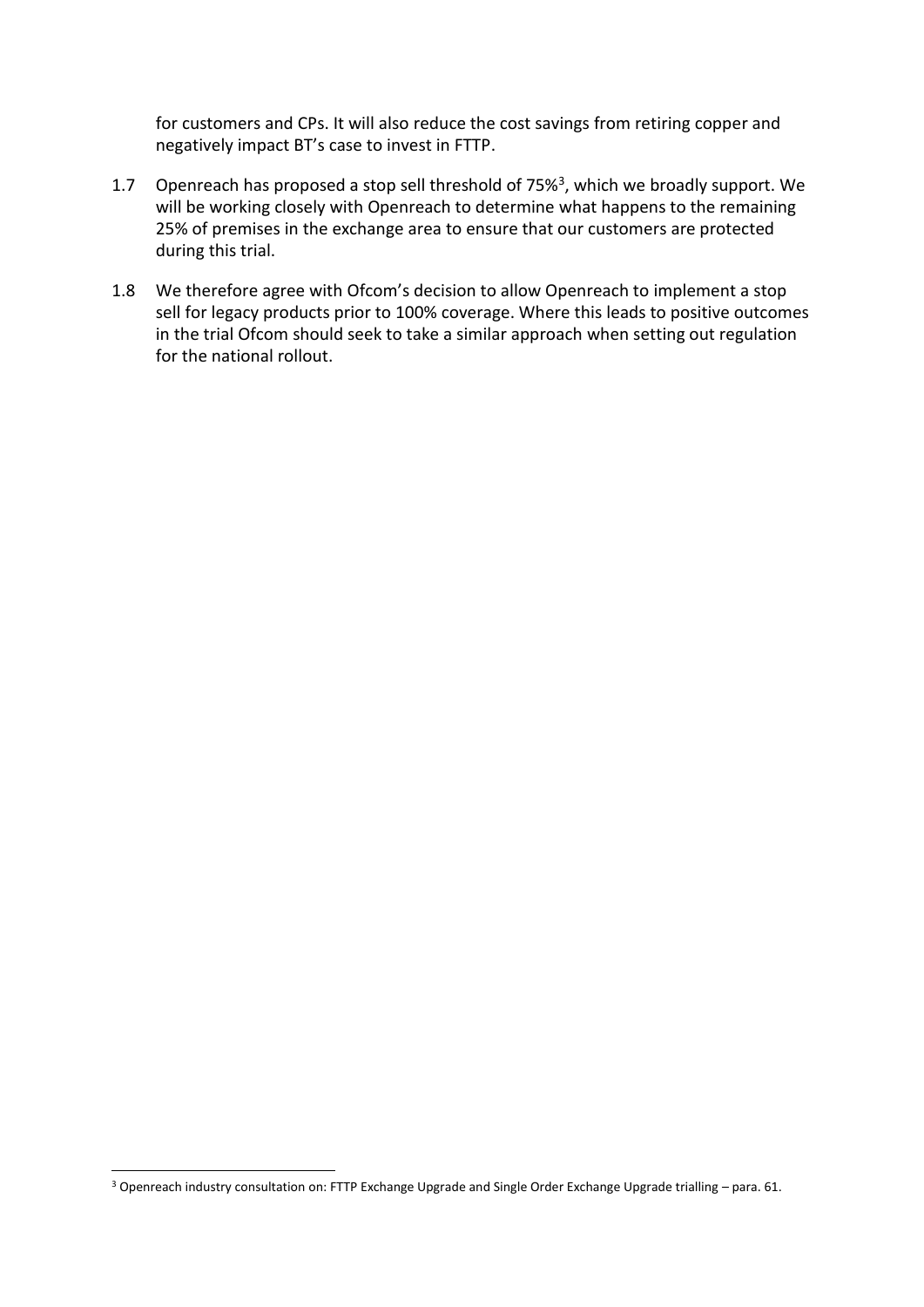for customers and CPs. It will also reduce the cost savings from retiring copper and negatively impact BT's case to invest in FTTP.

1.7 Openreach has proposed a stop sell threshold of 75%[3], which we broadly support. We will be working closely with Openreach to determine what happens to the remaining 25% of premises in the exchange area to ensure that our customers are protected during this trial.

1.8 We therefore agree with Ofcom's decision to allow Openreach to implement a stop sell for legacy products prior to 100% coverage. Where this leads to positive outcomes in the trial Ofcom should seek to take a similar approach when setting out regulation for the national rollout.

[3] Openreach industry consultation on: FTTP Exchange Upgrade and Single Order Exchange Upgrade trialling – para. 61.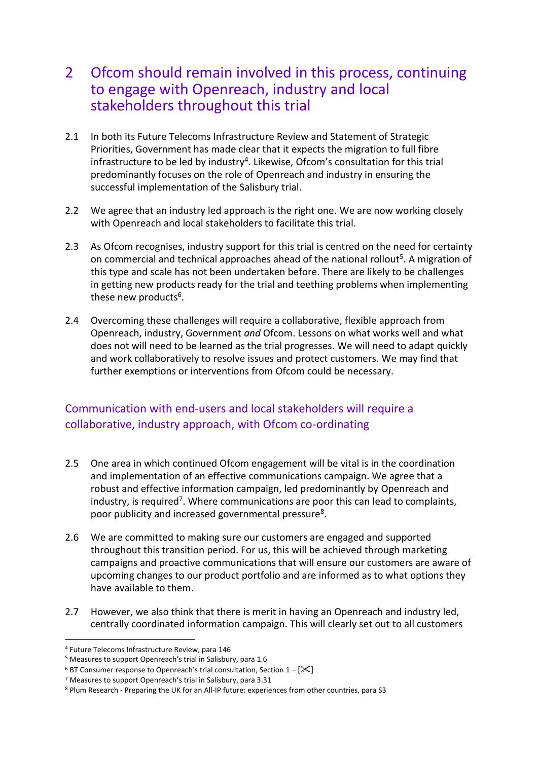# 2 Ofcom should remain involved in this process, continuing to engage with Openreach, industry and local stakeholders throughout this trial

2.1 In both its Future Telecoms Infrastructure Review and Statement of Strategic Priorities, Government has made clear that it expects the migration to full fibre infrastructure to be led by industry[4]. Likewise, Ofcom's consultation for this trial predominantly focuses on the role of Openreach and industry in ensuring the successful implementation of the Salisbury trial.

2.2 We agree that an industry led approach is the right one. We are now working closely with Openreach and local stakeholders to facilitate this trial.

2.3 As Ofcom recognises, industry support for this trial is centred on the need for certainty on commercial and technical approaches ahead of the national rollout[5]. A migration of this type and scale has not been undertaken before. There are likely to be challenges in getting new products ready for the trial and teething problems when implementing these new products[6].

2.4 Overcoming these challenges will require a collaborative, flexible approach from Openreach, industry, Government *and* Ofcom. Lessons on what works well and what does not will need to be learned as the trial progresses. We will need to adapt quickly and work collaboratively to resolve issues and protect customers. We may find that further exemptions or interventions from Ofcom could be necessary.

## Communication with end-users and local stakeholders will require a collaborative, industry approach, with Ofcom co-ordinating

2.5 One area in which continued Ofcom engagement will be vital is in the coordination and implementation of an effective communications campaign. We agree that a robust and effective information campaign, led predominantly by Openreach and industry, is required[7]. Where communications are poor this can lead to complaints, poor publicity and increased governmental pressure[8].

2.6 We are committed to making sure our customers are engaged and supported throughout this transition period. For us, this will be achieved through marketing campaigns and proactive communications that will ensure our customers are aware of upcoming changes to our product portfolio and are informed as to what options they have available to them.

2.7 However, we also think that there is merit in having an Openreach and industry led, centrally coordinated information campaign. This will clearly set out to all customers

---

[4] Future Telecoms Infrastructure Review, para 146

[5] Measures to support Openreach's trial in Salisbury, para 1.6

[6] BT Consumer response to Openreach's trial consultation, Section 1 – [✂]

[7] Measures to support Openreach's trial in Salisbury, para 3.31

[8] Plum Research - Preparing the UK for an All-IP future: experiences from other countries, para S3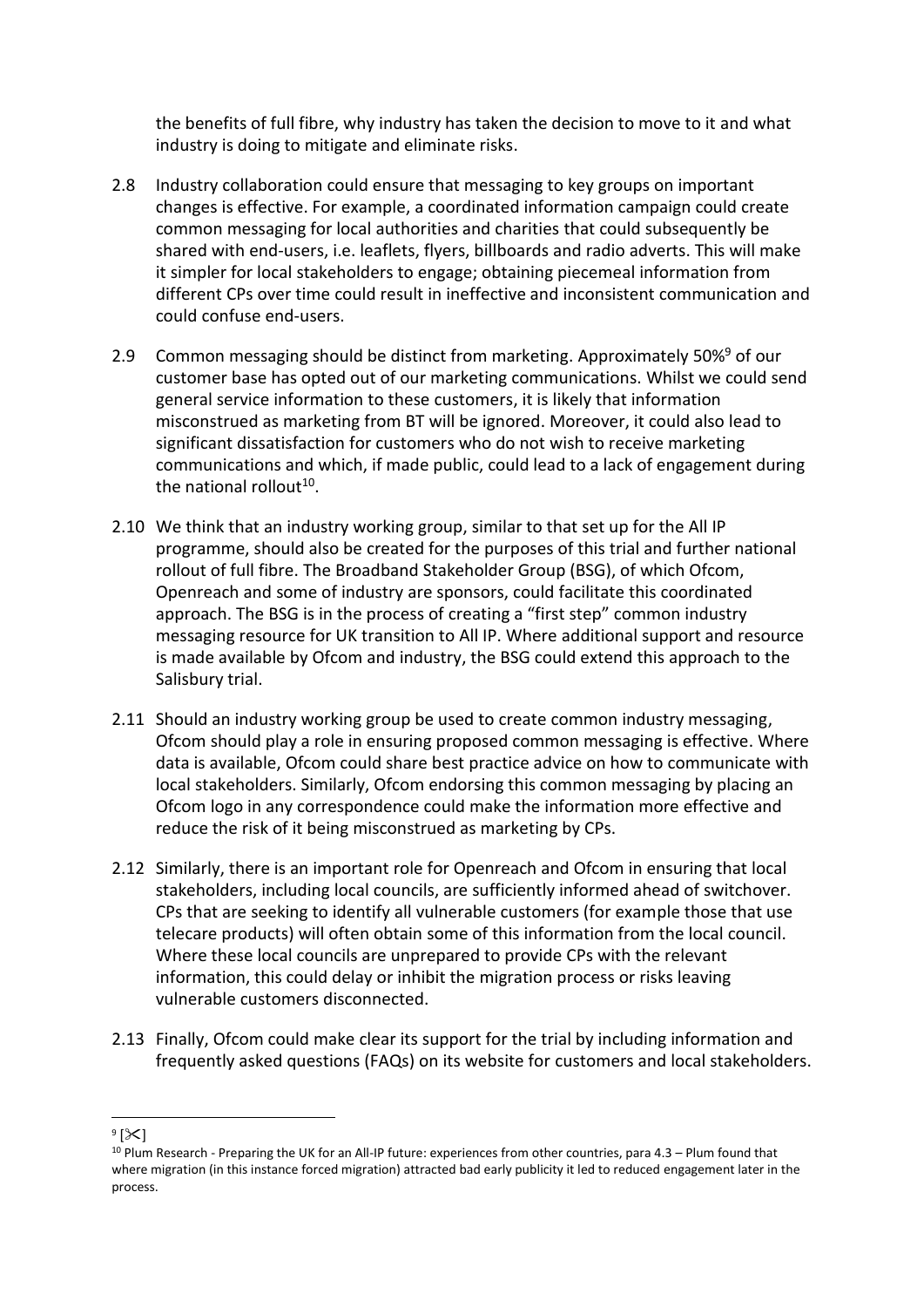the benefits of full fibre, why industry has taken the decision to move to it and what industry is doing to mitigate and eliminate risks.

2.8 Industry collaboration could ensure that messaging to key groups on important changes is effective. For example, a coordinated information campaign could create common messaging for local authorities and charities that could subsequently be shared with end-users, i.e. leaflets, flyers, billboards and radio adverts. This will make it simpler for local stakeholders to engage; obtaining piecemeal information from different CPs over time could result in ineffective and inconsistent communication and could confuse end-users.

2.9 Common messaging should be distinct from marketing. Approximately 50%[9] of our customer base has opted out of our marketing communications. Whilst we could send general service information to these customers, it is likely that information misconstrued as marketing from BT will be ignored. Moreover, it could also lead to significant dissatisfaction for customers who do not wish to receive marketing communications and which, if made public, could lead to a lack of engagement during the national rollout[10].

2.10 We think that an industry working group, similar to that set up for the All IP programme, should also be created for the purposes of this trial and further national rollout of full fibre. The Broadband Stakeholder Group (BSG), of which Ofcom, Openreach and some of industry are sponsors, could facilitate this coordinated approach. The BSG is in the process of creating a "first step" common industry messaging resource for UK transition to All IP. Where additional support and resource is made available by Ofcom and industry, the BSG could extend this approach to the Salisbury trial.

2.11 Should an industry working group be used to create common industry messaging, Ofcom should play a role in ensuring proposed common messaging is effective. Where data is available, Ofcom could share best practice advice on how to communicate with local stakeholders. Similarly, Ofcom endorsing this common messaging by placing an Ofcom logo in any correspondence could make the information more effective and reduce the risk of it being misconstrued as marketing by CPs.

2.12 Similarly, there is an important role for Openreach and Ofcom in ensuring that local stakeholders, including local councils, are sufficiently informed ahead of switchover. CPs that are seeking to identify all vulnerable customers (for example those that use telecare products) will often obtain some of this information from the local council. Where these local councils are unprepared to provide CPs with the relevant information, this could delay or inhibit the migration process or risks leaving vulnerable customers disconnected.

2.13 Finally, Ofcom could make clear its support for the trial by including information and frequently asked questions (FAQs) on its website for customers and local stakeholders.

---

[9] [✂]

[10] Plum Research - Preparing the UK for an All-IP future: experiences from other countries, para 4.3 – Plum found that where migration (in this instance forced migration) attracted bad early publicity it led to reduced engagement later in the process.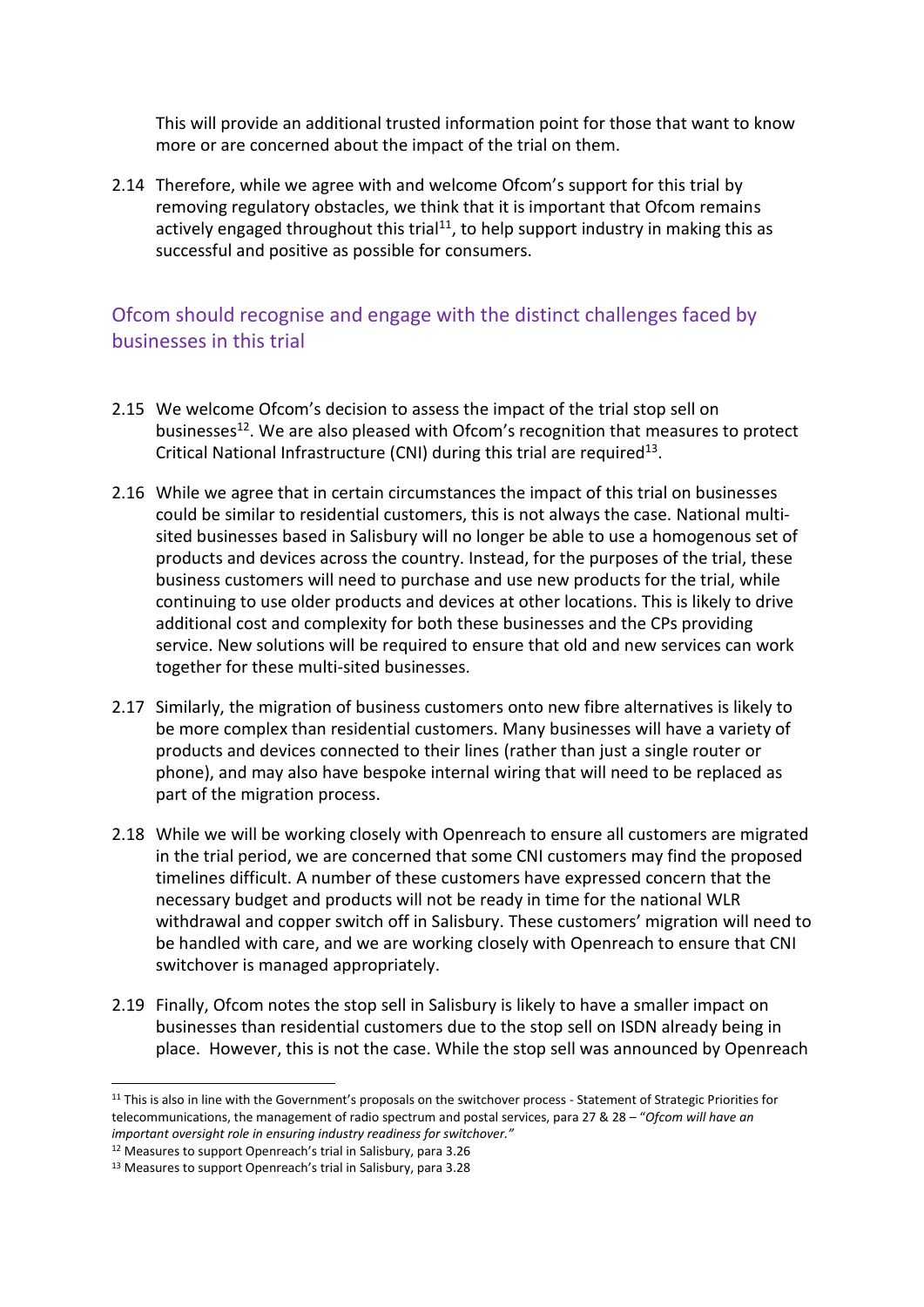This will provide an additional trusted information point for those that want to know more or are concerned about the impact of the trial on them.

2.14 Therefore, while we agree with and welcome Ofcom's support for this trial by removing regulatory obstacles, we think that it is important that Ofcom remains actively engaged throughout this trial[11], to help support industry in making this as successful and positive as possible for consumers.

## Ofcom should recognise and engage with the distinct challenges faced by businesses in this trial

2.15 We welcome Ofcom's decision to assess the impact of the trial stop sell on businesses[12]. We are also pleased with Ofcom's recognition that measures to protect Critical National Infrastructure (CNI) during this trial are required[13].

2.16 While we agree that in certain circumstances the impact of this trial on businesses could be similar to residential customers, this is not always the case. National multi-sited businesses based in Salisbury will no longer be able to use a homogenous set of products and devices across the country. Instead, for the purposes of the trial, these business customers will need to purchase and use new products for the trial, while continuing to use older products and devices at other locations. This is likely to drive additional cost and complexity for both these businesses and the CPs providing service. New solutions will be required to ensure that old and new services can work together for these multi-sited businesses.

2.17 Similarly, the migration of business customers onto new fibre alternatives is likely to be more complex than residential customers. Many businesses will have a variety of products and devices connected to their lines (rather than just a single router or phone), and may also have bespoke internal wiring that will need to be replaced as part of the migration process.

2.18 While we will be working closely with Openreach to ensure all customers are migrated in the trial period, we are concerned that some CNI customers may find the proposed timelines difficult. A number of these customers have expressed concern that the necessary budget and products will not be ready in time for the national WLR withdrawal and copper switch off in Salisbury. These customers' migration will need to be handled with care, and we are working closely with Openreach to ensure that CNI switchover is managed appropriately.

2.19 Finally, Ofcom notes the stop sell in Salisbury is likely to have a smaller impact on businesses than residential customers due to the stop sell on ISDN already being in place. However, this is not the case. While the stop sell was announced by Openreach

---

[11] This is also in line with the Government's proposals on the switchover process - Statement of Strategic Priorities for telecommunications, the management of radio spectrum and postal services, para 27 & 28 – "*Ofcom will have an important oversight role in ensuring industry readiness for switchover.*"

[12] Measures to support Openreach's trial in Salisbury, para 3.26

[13] Measures to support Openreach's trial in Salisbury, para 3.28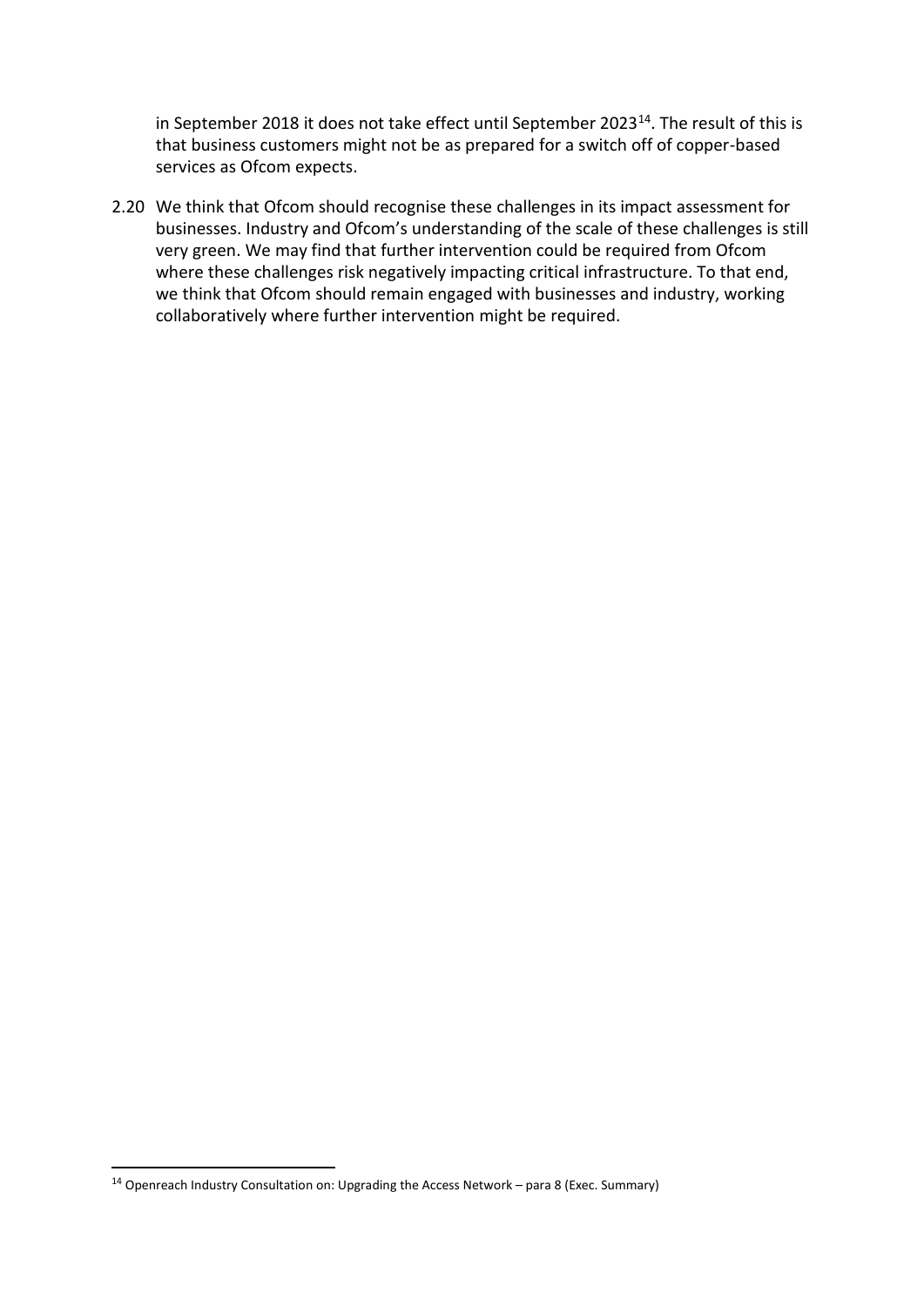in September 2018 it does not take effect until September 2023[14]. The result of this is that business customers might not be as prepared for a switch off of copper-based services as Ofcom expects.

2.20 We think that Ofcom should recognise these challenges in its impact assessment for businesses. Industry and Ofcom's understanding of the scale of these challenges is still very green. We may find that further intervention could be required from Ofcom where these challenges risk negatively impacting critical infrastructure. To that end, we think that Ofcom should remain engaged with businesses and industry, working collaboratively where further intervention might be required.

[14] Openreach Industry Consultation on: Upgrading the Access Network – para 8 (Exec. Summary)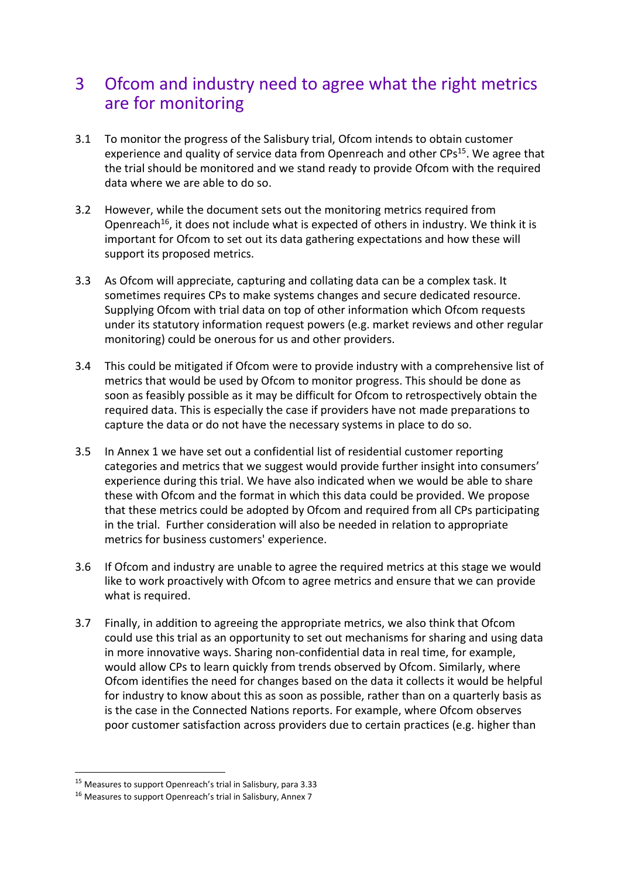# 3 Ofcom and industry need to agree what the right metrics are for monitoring

3.1 To monitor the progress of the Salisbury trial, Ofcom intends to obtain customer experience and quality of service data from Openreach and other CPs[15]. We agree that the trial should be monitored and we stand ready to provide Ofcom with the required data where we are able to do so.

3.2 However, while the document sets out the monitoring metrics required from Openreach[16], it does not include what is expected of others in industry. We think it is important for Ofcom to set out its data gathering expectations and how these will support its proposed metrics.

3.3 As Ofcom will appreciate, capturing and collating data can be a complex task. It sometimes requires CPs to make systems changes and secure dedicated resource. Supplying Ofcom with trial data on top of other information which Ofcom requests under its statutory information request powers (e.g. market reviews and other regular monitoring) could be onerous for us and other providers.

3.4 This could be mitigated if Ofcom were to provide industry with a comprehensive list of metrics that would be used by Ofcom to monitor progress. This should be done as soon as feasibly possible as it may be difficult for Ofcom to retrospectively obtain the required data. This is especially the case if providers have not made preparations to capture the data or do not have the necessary systems in place to do so.

3.5 In Annex 1 we have set out a confidential list of residential customer reporting categories and metrics that we suggest would provide further insight into consumers' experience during this trial. We have also indicated when we would be able to share these with Ofcom and the format in which this data could be provided. We propose that these metrics could be adopted by Ofcom and required from all CPs participating in the trial. Further consideration will also be needed in relation to appropriate metrics for business customers' experience.

3.6 If Ofcom and industry are unable to agree the required metrics at this stage we would like to work proactively with Ofcom to agree metrics and ensure that we can provide what is required.

3.7 Finally, in addition to agreeing the appropriate metrics, we also think that Ofcom could use this trial as an opportunity to set out mechanisms for sharing and using data in more innovative ways. Sharing non-confidential data in real time, for example, would allow CPs to learn quickly from trends observed by Ofcom. Similarly, where Ofcom identifies the need for changes based on the data it collects it would be helpful for industry to know about this as soon as possible, rather than on a quarterly basis as is the case in the Connected Nations reports. For example, where Ofcom observes poor customer satisfaction across providers due to certain practices (e.g. higher than

[15] Measures to support Openreach's trial in Salisbury, para 3.33

[16] Measures to support Openreach's trial in Salisbury, Annex 7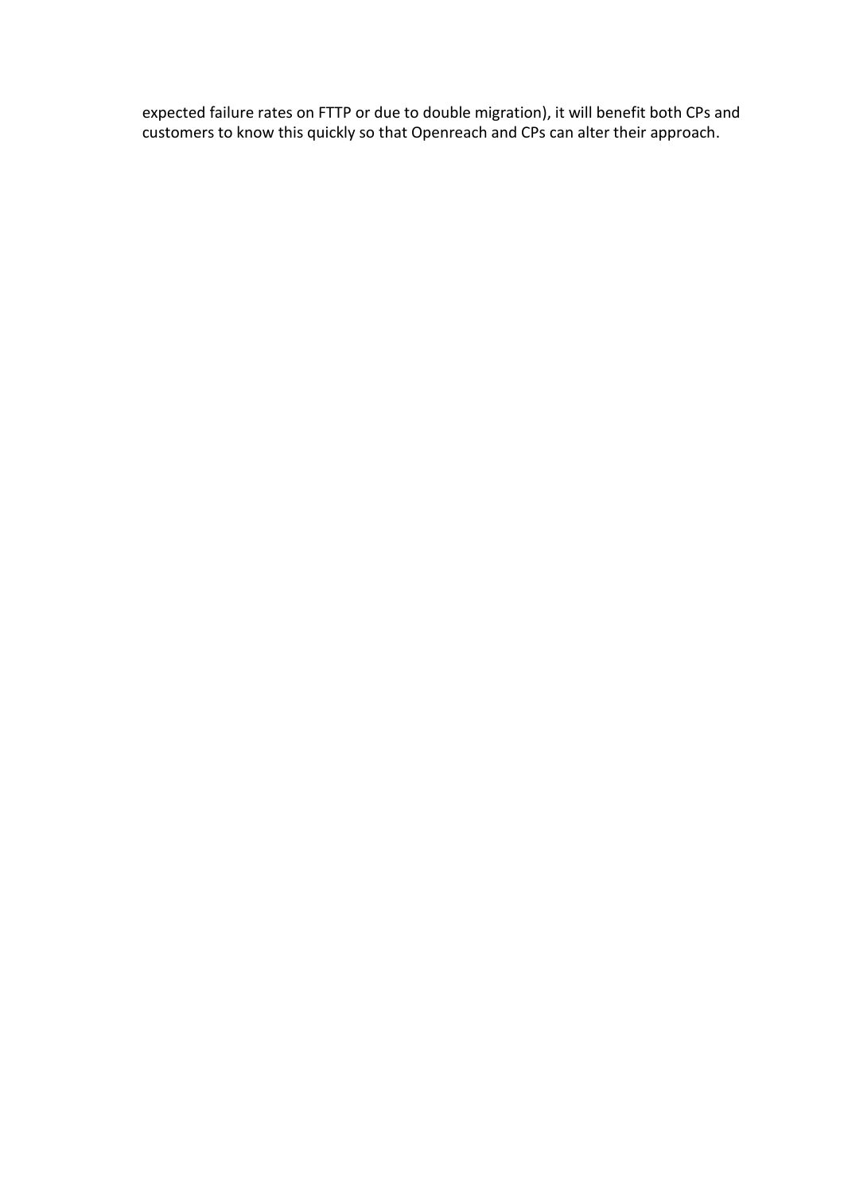expected failure rates on FTTP or due to double migration), it will benefit both CPs and customers to know this quickly so that Openreach and CPs can alter their approach.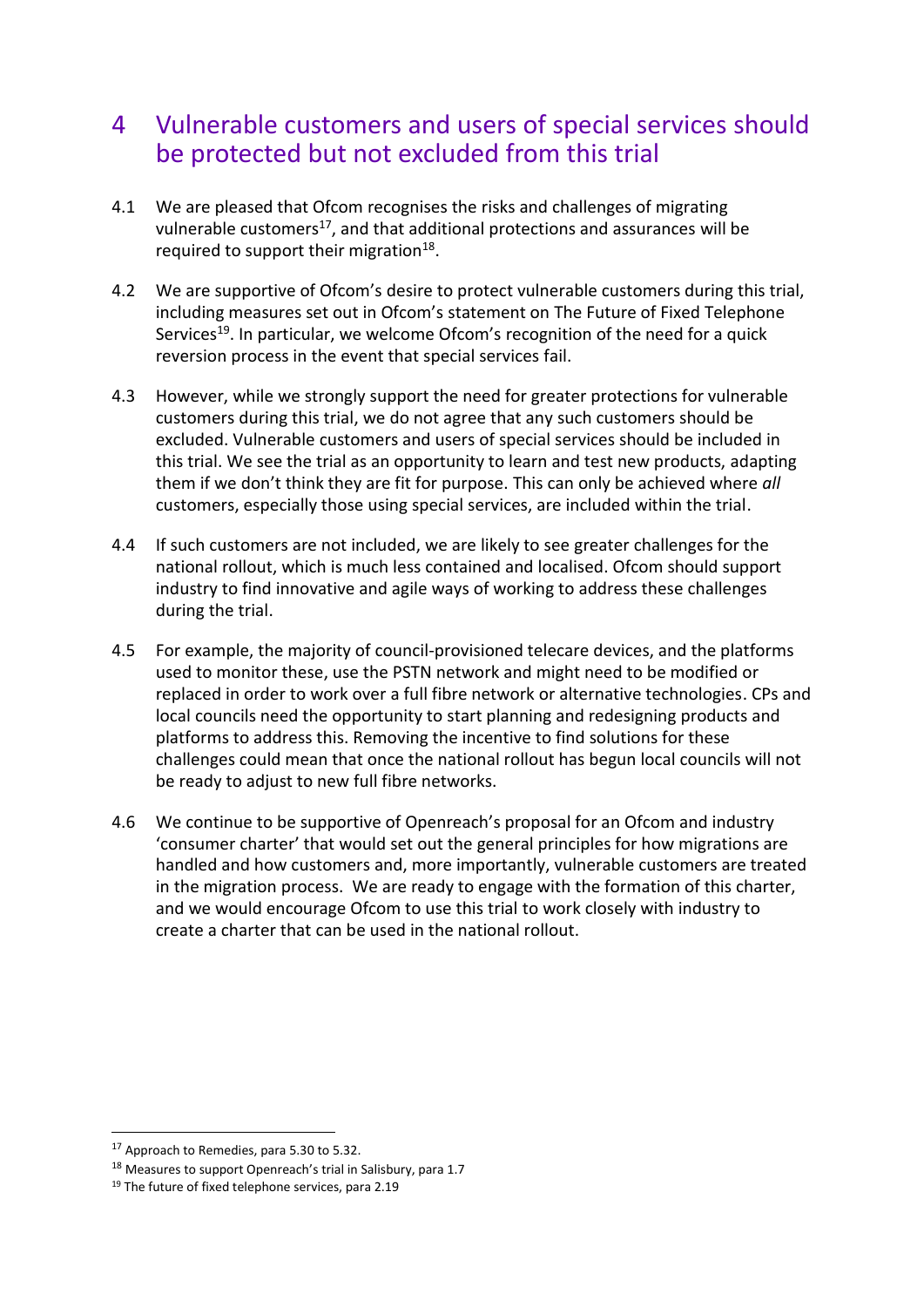## 4 Vulnerable customers and users of special services should be protected but not excluded from this trial

4.1 We are pleased that Ofcom recognises the risks and challenges of migrating vulnerable customers[17], and that additional protections and assurances will be required to support their migration[18].

4.2 We are supportive of Ofcom's desire to protect vulnerable customers during this trial, including measures set out in Ofcom's statement on The Future of Fixed Telephone Services[19]. In particular, we welcome Ofcom's recognition of the need for a quick reversion process in the event that special services fail.

4.3 However, while we strongly support the need for greater protections for vulnerable customers during this trial, we do not agree that any such customers should be excluded. Vulnerable customers and users of special services should be included in this trial. We see the trial as an opportunity to learn and test new products, adapting them if we don't think they are fit for purpose. This can only be achieved where *all* customers, especially those using special services, are included within the trial.

4.4 If such customers are not included, we are likely to see greater challenges for the national rollout, which is much less contained and localised. Ofcom should support industry to find innovative and agile ways of working to address these challenges during the trial.

4.5 For example, the majority of council-provisioned telecare devices, and the platforms used to monitor these, use the PSTN network and might need to be modified or replaced in order to work over a full fibre network or alternative technologies. CPs and local councils need the opportunity to start planning and redesigning products and platforms to address this. Removing the incentive to find solutions for these challenges could mean that once the national rollout has begun local councils will not be ready to adjust to new full fibre networks.

4.6 We continue to be supportive of Openreach's proposal for an Ofcom and industry 'consumer charter' that would set out the general principles for how migrations are handled and how customers and, more importantly, vulnerable customers are treated in the migration process. We are ready to engage with the formation of this charter, and we would encourage Ofcom to use this trial to work closely with industry to create a charter that can be used in the national rollout.

---

[17] Approach to Remedies, para 5.30 to 5.32.

[18] Measures to support Openreach's trial in Salisbury, para 1.7

[19] The future of fixed telephone services, para 2.19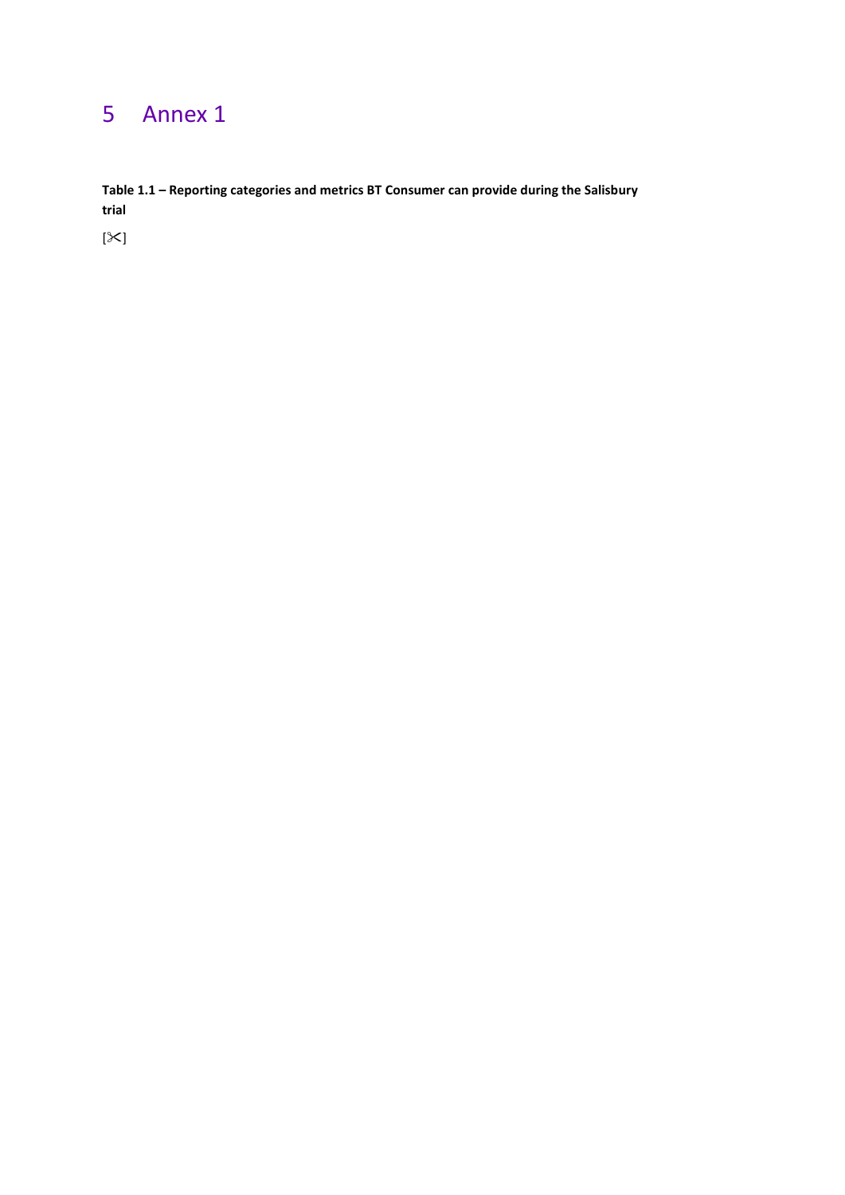# 5 Annex 1

**Table 1.1 – Reporting categories and metrics BT Consumer can provide during the Salisbury trial**

[✂]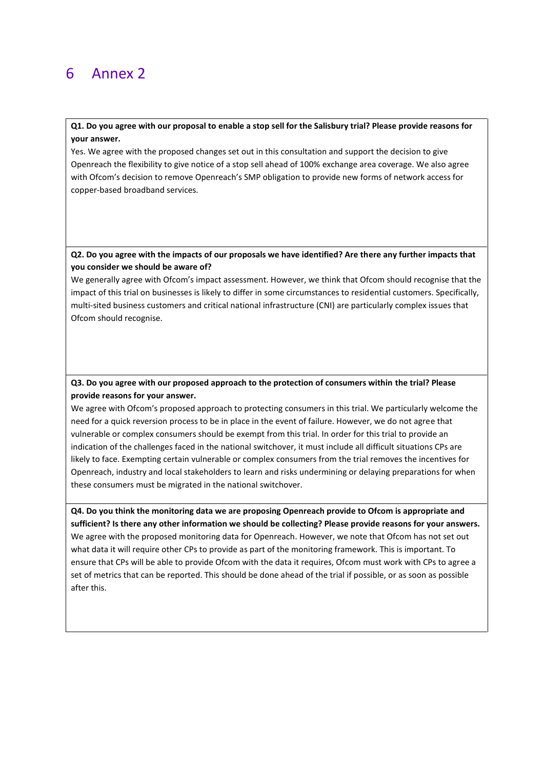# 6 Annex 2

**Q1. Do you agree with our proposal to enable a stop sell for the Salisbury trial? Please provide reasons for your answer.**

Yes. We agree with the proposed changes set out in this consultation and support the decision to give Openreach the flexibility to give notice of a stop sell ahead of 100% exchange area coverage. We also agree with Ofcom's decision to remove Openreach's SMP obligation to provide new forms of network access for copper-based broadband services.

**Q2. Do you agree with the impacts of our proposals we have identified? Are there any further impacts that you consider we should be aware of?**

We generally agree with Ofcom's impact assessment. However, we think that Ofcom should recognise that the impact of this trial on businesses is likely to differ in some circumstances to residential customers. Specifically, multi-sited business customers and critical national infrastructure (CNI) are particularly complex issues that Ofcom should recognise.

**Q3. Do you agree with our proposed approach to the protection of consumers within the trial? Please provide reasons for your answer.**

We agree with Ofcom's proposed approach to protecting consumers in this trial. We particularly welcome the need for a quick reversion process to be in place in the event of failure. However, we do not agree that vulnerable or complex consumers should be exempt from this trial. In order for this trial to provide an indication of the challenges faced in the national switchover, it must include all difficult situations CPs are likely to face. Exempting certain vulnerable or complex consumers from the trial removes the incentives for Openreach, industry and local stakeholders to learn and risks undermining or delaying preparations for when these consumers must be migrated in the national switchover.

**Q4. Do you think the monitoring data we are proposing Openreach provide to Ofcom is appropriate and sufficient? Is there any other information we should be collecting? Please provide reasons for your answers.**

We agree with the proposed monitoring data for Openreach. However, we note that Ofcom has not set out what data it will require other CPs to provide as part of the monitoring framework. This is important. To ensure that CPs will be able to provide Ofcom with the data it requires, Ofcom must work with CPs to agree a set of metrics that can be reported. This should be done ahead of the trial if possible, or as soon as possible after this.